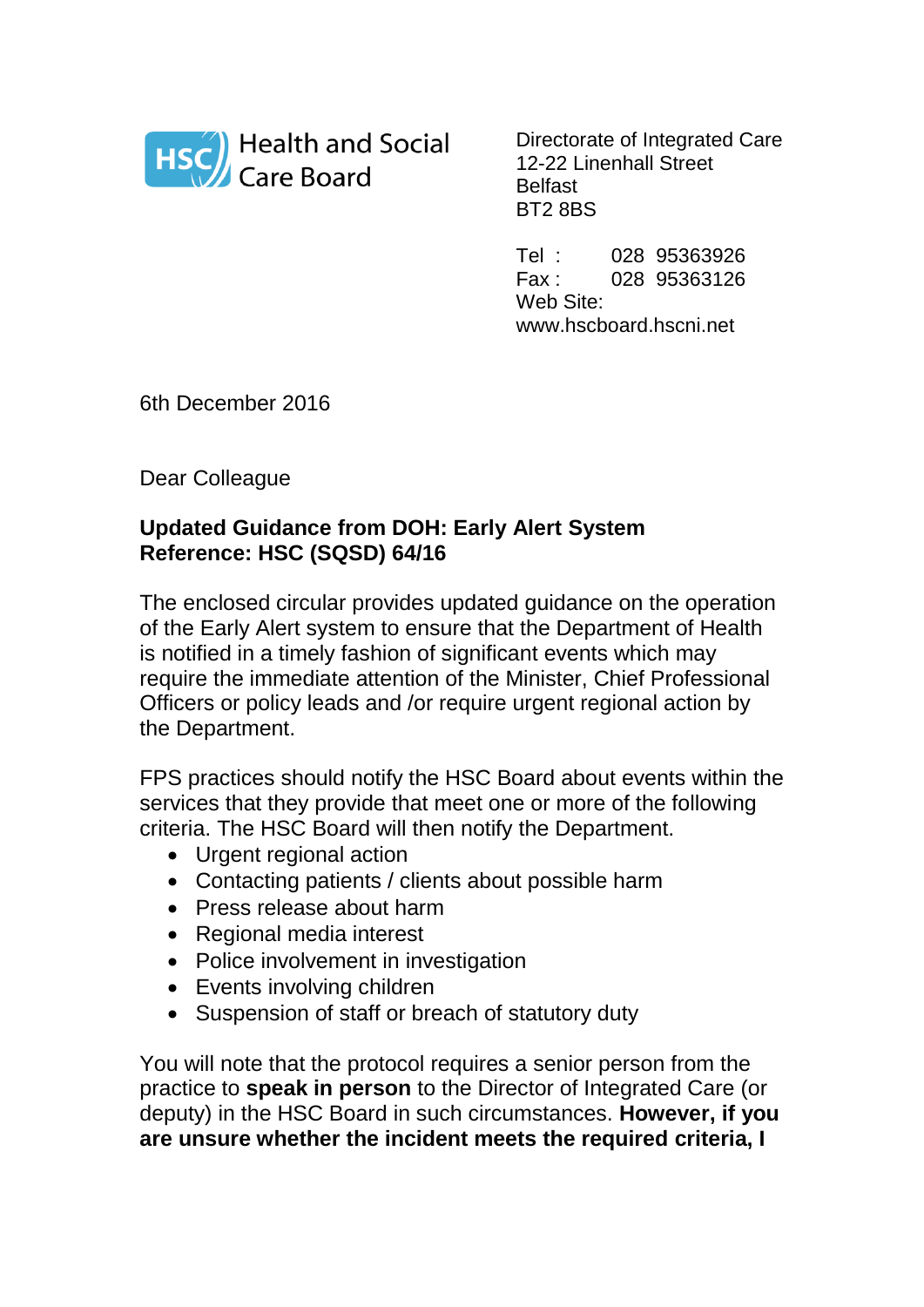Health and Social Care Board

Directorate of Integrated Care
12-22 Linenhall Street
Belfast
BT2 8BS

Tel : 028 95363926
Fax : 028 95363126
Web Site:
www.hscboard.hscni.net

6th December 2016

Dear Colleague

**Updated Guidance from DOH: Early Alert System**
**Reference: HSC (SQSD) 64/16**

The enclosed circular provides updated guidance on the operation of the Early Alert system to ensure that the Department of Health is notified in a timely fashion of significant events which may require the immediate attention of the Minister, Chief Professional Officers or policy leads and /or require urgent regional action by the Department.

FPS practices should notify the HSC Board about events within the services that they provide that meet one or more of the following criteria. The HSC Board will then notify the Department.

- Urgent regional action
- Contacting patients / clients about possible harm
- Press release about harm
- Regional media interest
- Police involvement in investigation
- Events involving children
- Suspension of staff or breach of statutory duty

You will note that the protocol requires a senior person from the practice to **speak in person** to the Director of Integrated Care (or deputy) in the HSC Board in such circumstances. **However, if you are unsure whether the incident meets the required criteria, I**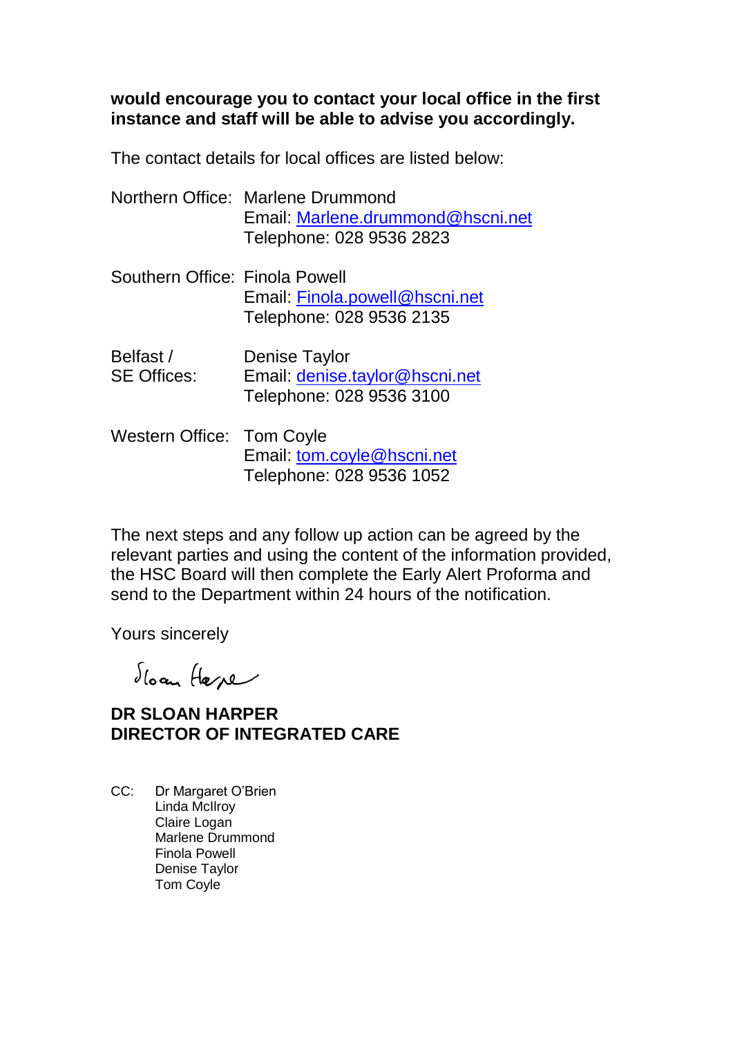**would encourage you to contact your local office in the first instance and staff will be able to advise you accordingly.**

The contact details for local offices are listed below:

| | |
|---|---|
| Northern Office: | Marlene Drummond<br>Email: Marlene.drummond@hscni.net<br>Telephone: 028 9536 2823 |
| Southern Office: | Finola Powell<br>Email: Finola.powell@hscni.net<br>Telephone: 028 9536 2135 |
| Belfast / SE Offices: | Denise Taylor<br>Email: denise.taylor@hscni.net<br>Telephone: 028 9536 3100 |
| Western Office: | Tom Coyle<br>Email: tom.coyle@hscni.net<br>Telephone: 028 9536 1052 |

The next steps and any follow up action can be agreed by the relevant parties and using the content of the information provided, the HSC Board will then complete the Early Alert Proforma and send to the Department within 24 hours of the notification.

Yours sincerely

Sloan Harper

**DR SLOAN HARPER**
**DIRECTOR OF INTEGRATED CARE**

CC: Dr Margaret O'Brien
Linda McIlroy
Claire Logan
Marlene Drummond
Finola Powell
Denise Taylor
Tom Coyle